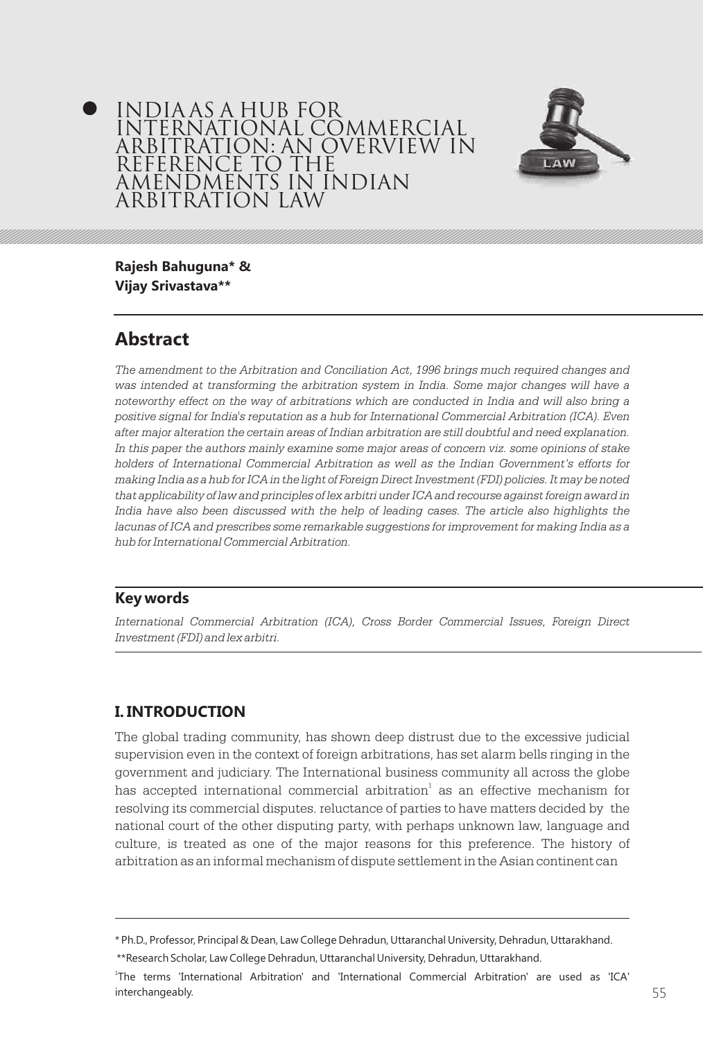# INDIA AS A HUB FOR INTERNATIONAL COMMERCIAL ARBITRATION: AN OVERVIEW IN REFERENCE TO THE AMENDMENTS IN INDIAN ARBITRATION LAW

**Rajesh Bahuguna* &**
**Vijay Srivastava****

## Abstract

*The amendment to the Arbitration and Conciliation Act, 1996 brings much required changes and was intended at transforming the arbitration system in India. Some major changes will have a noteworthy effect on the way of arbitrations which are conducted in India and will also bring a positive signal for India's reputation as a hub for International Commercial Arbitration (ICA). Even after major alteration the certain areas of Indian arbitration are still doubtful and need explanation. In this paper the authors mainly examine some major areas of concern viz. some opinions of stake holders of International Commercial Arbitration as well as the Indian Government's efforts for making India as a hub for ICA in the light of Foreign Direct Investment (FDI) policies. It may be noted that applicability of law and principles of lex arbitri under ICA and recourse against foreign award in India have also been discussed with the help of leading cases. The article also highlights the lacunas of ICA and prescribes some remarkable suggestions for improvement for making India as a hub for International Commercial Arbitration.*

## Key words

*International Commercial Arbitration (ICA), Cross Border Commercial Issues, Foreign Direct Investment (FDI) and lex arbitri.*

## I. INTRODUCTION

The global trading community, has shown deep distrust due to the excessive judicial supervision even in the context of foreign arbitrations, has set alarm bells ringing in the government and judiciary. The International business community all across the globe has accepted international commercial arbitration[1] as an effective mechanism for resolving its commercial disputes. reluctance of parties to have matters decided by the national court of the other disputing party, with perhaps unknown law, language and culture, is treated as one of the major reasons for this preference. The history of arbitration as an informal mechanism of dispute settlement in the Asian continent can

---

\* Ph.D., Professor, Principal & Dean, Law College Dehradun, Uttaranchal University, Dehradun, Uttarakhand.

\*\*Research Scholar, Law College Dehradun, Uttaranchal University, Dehradun, Uttarakhand.

[1] The terms 'International Arbitration' and 'International Commercial Arbitration' are used as 'ICA' interchangeably.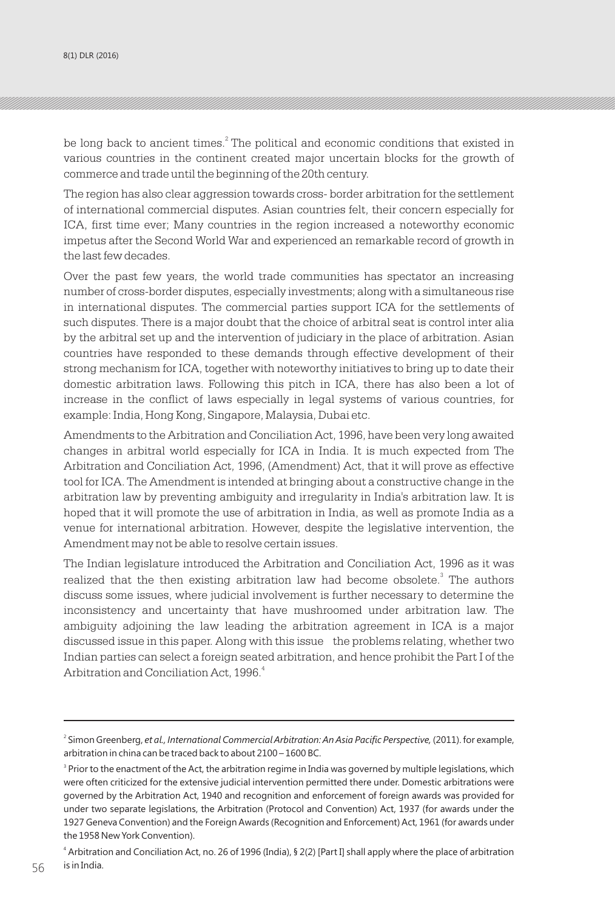be long back to ancient times.[2] The political and economic conditions that existed in various countries in the continent created major uncertain blocks for the growth of commerce and trade until the beginning of the 20th century.

The region has also clear aggression towards cross- border arbitration for the settlement of international commercial disputes. Asian countries felt, their concern especially for ICA, first time ever; Many countries in the region increased a noteworthy economic impetus after the Second World War and experienced an remarkable record of growth in the last few decades.

Over the past few years, the world trade communities has spectator an increasing number of cross-border disputes, especially investments; along with a simultaneous rise in international disputes. The commercial parties support ICA for the settlements of such disputes. There is a major doubt that the choice of arbitral seat is control inter alia by the arbitral set up and the intervention of judiciary in the place of arbitration. Asian countries have responded to these demands through effective development of their strong mechanism for ICA, together with noteworthy initiatives to bring up to date their domestic arbitration laws. Following this pitch in ICA, there has also been a lot of increase in the conflict of laws especially in legal systems of various countries, for example: India, Hong Kong, Singapore, Malaysia, Dubai etc.

Amendments to the Arbitration and Conciliation Act, 1996, have been very long awaited changes in arbitral world especially for ICA in India. It is much expected from The Arbitration and Conciliation Act, 1996, (Amendment) Act, that it will prove as effective tool for ICA. The Amendment is intended at bringing about a constructive change in the arbitration law by preventing ambiguity and irregularity in India's arbitration law. It is hoped that it will promote the use of arbitration in India, as well as promote India as a venue for international arbitration. However, despite the legislative intervention, the Amendment may not be able to resolve certain issues.

The Indian legislature introduced the Arbitration and Conciliation Act, 1996 as it was realized that the then existing arbitration law had become obsolete.[3] The authors discuss some issues, where judicial involvement is further necessary to determine the inconsistency and uncertainty that have mushroomed under arbitration law. The ambiguity adjoining the law leading the arbitration agreement in ICA is a major discussed issue in this paper. Along with this issue the problems relating, whether two Indian parties can select a foreign seated arbitration, and hence prohibit the Part I of the Arbitration and Conciliation Act, 1996.[4]

---

[2] Simon Greenberg, *et al., International Commercial Arbitration: An Asia Pacific Perspective,* (2011). for example, arbitration in china can be traced back to about 2100 – 1600 BC.

[3] Prior to the enactment of the Act, the arbitration regime in India was governed by multiple legislations, which were often criticized for the extensive judicial intervention permitted there under. Domestic arbitrations were governed by the Arbitration Act, 1940 and recognition and enforcement of foreign awards was provided for under two separate legislations, the Arbitration (Protocol and Convention) Act, 1937 (for awards under the 1927 Geneva Convention) and the Foreign Awards (Recognition and Enforcement) Act, 1961 (for awards under the 1958 New York Convention).

[4] Arbitration and Conciliation Act, no. 26 of 1996 (India), § 2(2) [Part I] shall apply where the place of arbitration is in India.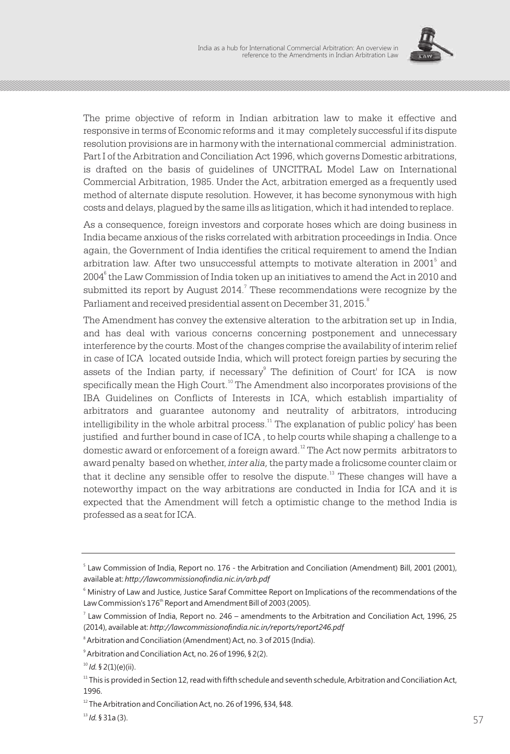The prime objective of reform in Indian arbitration law to make it effective and responsive in terms of Economic reforms and it may completely successful if its dispute resolution provisions are in harmony with the international commercial administration. Part I of the Arbitration and Conciliation Act 1996, which governs Domestic arbitrations, is drafted on the basis of guidelines of UNCITRAL Model Law on International Commercial Arbitration, 1985. Under the Act, arbitration emerged as a frequently used method of alternate dispute resolution. However, it has become synonymous with high costs and delays, plagued by the same ills as litigation, which it had intended to replace.

As a consequence, foreign investors and corporate hoses which are doing business in India became anxious of the risks correlated with arbitration proceedings in India. Once again, the Government of India identifies the critical requirement to amend the Indian arbitration law. After two unsuccessful attempts to motivate alteration in 2001[5] and 2004[6] the Law Commission of India token up an initiatives to amend the Act in 2010 and submitted its report by August 2014.[7] These recommendations were recognize by the Parliament and received presidential assent on December 31, 2015.[8]

The Amendment has convey the extensive alteration to the arbitration set up in India, and has deal with various concerns concerning postponement and unnecessary interference by the courts. Most of the changes comprise the availability of interim relief in case of ICA located outside India, which will protect foreign parties by securing the assets of the Indian party, if necessary[9] The definition of Court' for ICA is now specifically mean the High Court.[10] The Amendment also incorporates provisions of the IBA Guidelines on Conflicts of Interests in ICA, which establish impartiality of arbitrators and guarantee autonomy and neutrality of arbitrators, introducing intelligibility in the whole arbitral process.[11] The explanation of public policy' has been justified and further bound in case of ICA , to help courts while shaping a challenge to a domestic award or enforcement of a foreign award.[12] The Act now permits arbitrators to award penalty based on whether, *inter alia*, the party made a frolicsome counter claim or that it decline any sensible offer to resolve the dispute.[13] These changes will have a noteworthy impact on the way arbitrations are conducted in India for ICA and it is expected that the Amendment will fetch a optimistic change to the method India is professed as a seat for ICA.

---

[5] Law Commission of India, Report no. 176 - the Arbitration and Conciliation (Amendment) Bill, 2001 (2001), available at: *http://lawcommissionofindia.nic.in/arb.pdf*

[6] Ministry of Law and Justice, Justice Saraf Committee Report on Implications of the recommendations of the Law Commission's 176th Report and Amendment Bill of 2003 (2005).

[7] Law Commission of India, Report no. 246 – amendments to the Arbitration and Conciliation Act, 1996, 25 (2014), available at: *http://lawcommissionofindia.nic.in/reports/report246.pdf*

[8] Arbitration and Conciliation (Amendment) Act, no. 3 of 2015 (India).

[9] Arbitration and Conciliation Act, no. 26 of 1996, § 2(2).

[10] *Id.* § 2(1)(e)(ii).

[11] This is provided in Section 12, read with fifth schedule and seventh schedule, Arbitration and Conciliation Act, 1996.

[12] The Arbitration and Conciliation Act, no. 26 of 1996, §34, §48.

[13] *Id.* § 31a (3).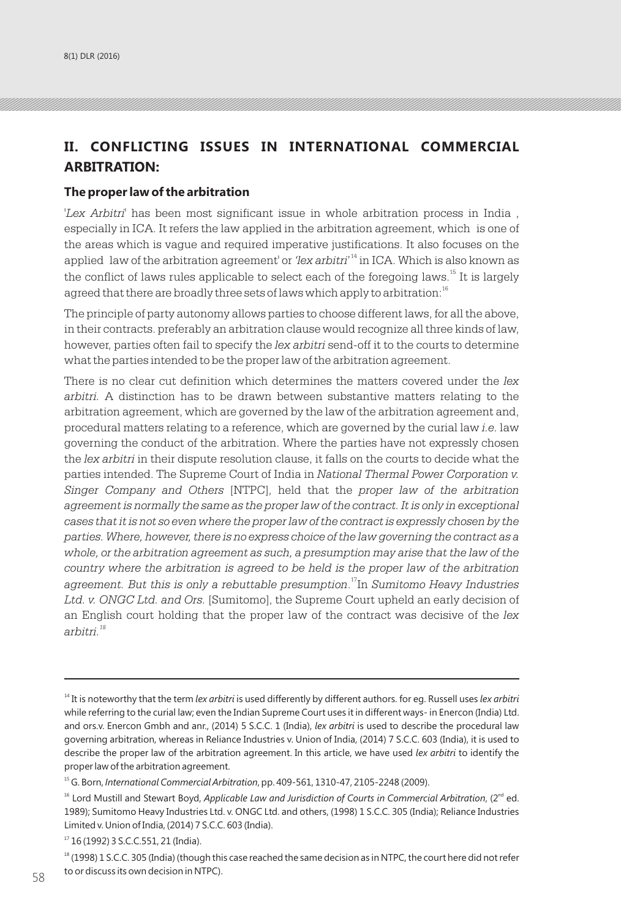## II. CONFLICTING ISSUES IN INTERNATIONAL COMMERCIAL ARBITRATION:

### The proper law of the arbitration

'*Lex Arbitri*' has been most significant issue in whole arbitration process in India , especially in ICA. It refers the law applied in the arbitration agreement, which is one of the areas which is vague and required imperative justifications. It also focuses on the applied law of the arbitration agreement' or *'lex arbitri'*[14] in ICA. Which is also known as the conflict of laws rules applicable to select each of the foregoing laws.[15] It is largely agreed that there are broadly three sets of laws which apply to arbitration:[16]

The principle of party autonomy allows parties to choose different laws, for all the above, in their contracts. preferably an arbitration clause would recognize all three kinds of law, however, parties often fail to specify the *lex arbitri* send-off it to the courts to determine what the parties intended to be the proper law of the arbitration agreement.

There is no clear cut definition which determines the matters covered under the *lex arbitri*. A distinction has to be drawn between substantive matters relating to the arbitration agreement, which are governed by the law of the arbitration agreement and, procedural matters relating to a reference, which are governed by the curial law *i.e.* law governing the conduct of the arbitration. Where the parties have not expressly chosen the *lex arbitri* in their dispute resolution clause, it falls on the courts to decide what the parties intended. The Supreme Court of India in *National Thermal Power Corporation v. Singer Company and Others* [NTPC], held that the *proper law of the arbitration agreement is normally the same as the proper law of the contract. It is only in exceptional cases that it is not so even where the proper law of the contract is expressly chosen by the parties. Where, however, there is no express choice of the law governing the contract as a whole, or the arbitration agreement as such, a presumption may arise that the law of the country where the arbitration is agreed to be held is the proper law of the arbitration agreement. But this is only a rebuttable presumption*.[17] In *Sumitomo Heavy Industries Ltd. v. ONGC Ltd. and Ors.* [Sumitomo], the Supreme Court upheld an early decision of an English court holding that the proper law of the contract was decisive of the *lex arbitri.*[18]

---

[14] It is noteworthy that the term *lex arbitri* is used differently by different authors. for eg. Russell uses *lex arbitri* while referring to the curial law; even the Indian Supreme Court uses it in different ways- in Enercon (India) Ltd. and ors.v. Enercon Gmbh and anr., (2014) 5 S.C.C. 1 (India), *lex arbitri* is used to describe the procedural law governing arbitration, whereas in Reliance Industries v. Union of India, (2014) 7 S.C.C. 603 (India), it is used to describe the proper law of the arbitration agreement. In this article, we have used *lex arbitri* to identify the proper law of the arbitration agreement.

[15] G. Born, *International Commercial Arbitration*, pp. 409-561, 1310-47, 2105-2248 (2009).

[16] Lord Mustill and Stewart Boyd, *Applicable Law and Jurisdiction of Courts in Commercial Arbitration*, (2nd ed. 1989); Sumitomo Heavy Industries Ltd. v. ONGC Ltd. and others, (1998) 1 S.C.C. 305 (India); Reliance Industries Limited v. Union of India, (2014) 7 S.C.C. 603 (India).

[17] 16 (1992) 3 S.C.C.551, 21 (India).

[18] (1998) 1 S.C.C. 305 (India) (though this case reached the same decision as in NTPC, the court here did not refer to or discuss its own decision in NTPC).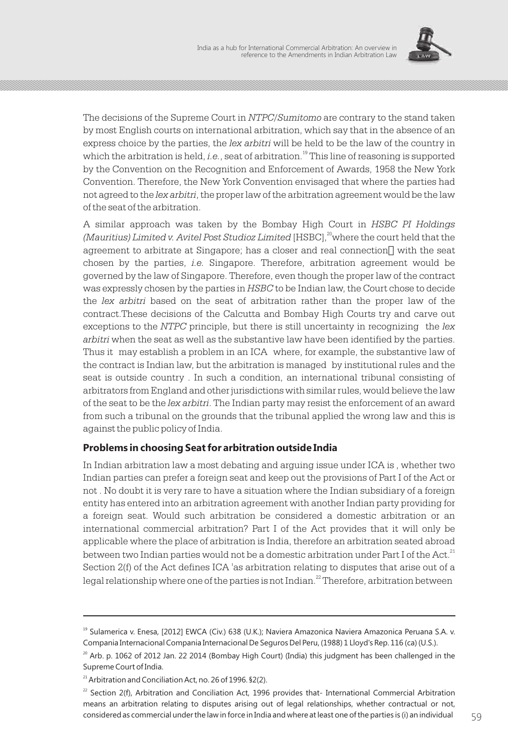The decisions of the Supreme Court in *NTPC/Sumitomo* are contrary to the stand taken by most English courts on international arbitration, which say that in the absence of an express choice by the parties, the *lex arbitri* will be held to be the law of the country in which the arbitration is held, *i.e.*, seat of arbitration.[19] This line of reasoning is supported by the Convention on the Recognition and Enforcement of Awards, 1958 the New York Convention. Therefore, the New York Convention envisaged that where the parties had not agreed to the *lex arbitri*, the proper law of the arbitration agreement would be the law of the seat of the arbitration.

A similar approach was taken by the Bombay High Court in *HSBC PI Holdings (Mauritius) Limited v. Avitel Post Studioz Limited* [HSBC],[20] where the court held that the agreement to arbitrate at Singapore; has a closer and real connection with the seat chosen by the parties, *i.e.* Singapore. Therefore, arbitration agreement would be governed by the law of Singapore. Therefore, even though the proper law of the contract was expressly chosen by the parties in *HSBC* to be Indian law, the Court chose to decide the *lex arbitri* based on the seat of arbitration rather than the proper law of the contract.These decisions of the Calcutta and Bombay High Courts try and carve out exceptions to the *NTPC* principle, but there is still uncertainty in recognizing the *lex arbitri* when the seat as well as the substantive law have been identified by the parties. Thus it may establish a problem in an ICA where, for example, the substantive law of the contract is Indian law, but the arbitration is managed by institutional rules and the seat is outside country . In such a condition, an international tribunal consisting of arbitrators from England and other jurisdictions with similar rules, would believe the law of the seat to be the *lex arbitri*. The Indian party may resist the enforcement of an award from such a tribunal on the grounds that the tribunal applied the wrong law and this is against the public policy of India.

**Problems in choosing Seat for arbitration outside India**

In Indian arbitration law a most debating and arguing issue under ICA is , whether two Indian parties can prefer a foreign seat and keep out the provisions of Part I of the Act or not . No doubt it is very rare to have a situation where the Indian subsidiary of a foreign entity has entered into an arbitration agreement with another Indian party providing for a foreign seat. Would such arbitration be considered a domestic arbitration or an international commercial arbitration? Part I of the Act provides that it will only be applicable where the place of arbitration is India, therefore an arbitration seated abroad between two Indian parties would not be a domestic arbitration under Part I of the Act.[21] Section 2(f) of the Act defines ICA 'as arbitration relating to disputes that arise out of a legal relationship where one of the parties is not Indian.[22] Therefore, arbitration between

---

[19] Sulamerica v. Enesa, [2012] EWCA (Civ.) 638 (U.K.); Naviera Amazonica Naviera Amazonica Peruana S.A. v. Compania Internacional Compania Internacional De Seguros Del Peru, (1988) 1 Lloyd's Rep. 116 (ca) (U.S.).

[20] Arb. p. 1062 of 2012 Jan. 22 2014 (Bombay High Court) (India) this judgment has been challenged in the Supreme Court of India.

[21] Arbitration and Conciliation Act, no. 26 of 1996. §2(2).

[22] Section 2(f), Arbitration and Conciliation Act, 1996 provides that- International Commercial Arbitration means an arbitration relating to disputes arising out of legal relationships, whether contractual or not, considered as commercial under the law in force in India and where at least one of the parties is (i) an individual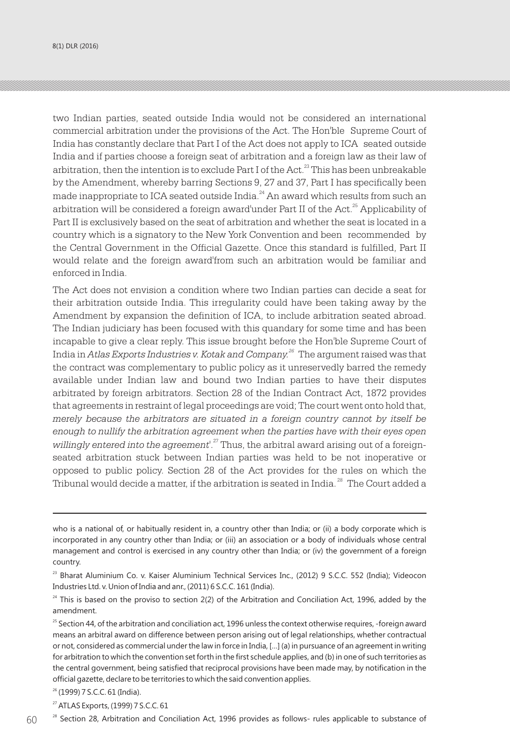two Indian parties, seated outside India would not be considered an international commercial arbitration under the provisions of the Act. The Hon'ble Supreme Court of India has constantly declare that Part I of the Act does not apply to ICA seated outside India and if parties choose a foreign seat of arbitration and a foreign law as their law of arbitration, then the intention is to exclude Part I of the Act.[23] This has been unbreakable by the Amendment, whereby barring Sections 9, 27 and 37, Part I has specifically been made inappropriate to ICA seated outside India.[24] An award which results from such an arbitration will be considered a foreign award'under Part II of the Act.[25] Applicability of Part II is exclusively based on the seat of arbitration and whether the seat is located in a country which is a signatory to the New York Convention and been recommended by the Central Government in the Official Gazette. Once this standard is fulfilled, Part II would relate and the foreign award'from such an arbitration would be familiar and enforced in India.

The Act does not envision a condition where two Indian parties can decide a seat for their arbitration outside India. This irregularity could have been taking away by the Amendment by expansion the definition of ICA, to include arbitration seated abroad. The Indian judiciary has been focused with this quandary for some time and has been incapable to give a clear reply. This issue brought before the Hon'ble Supreme Court of India in *Atlas Exports Industries v. Kotak and Company.*[26] The argument raised was that the contract was complementary to public policy as it unreservedly barred the remedy available under Indian law and bound two Indian parties to have their disputes arbitrated by foreign arbitrators. Section 28 of the Indian Contract Act, 1872 provides that agreements in restraint of legal proceedings are void; The court went onto hold that, *merely because the arbitrators are situated in a foreign country cannot by itself be enough to nullify the arbitration agreement when the parties have with their eyes open willingly entered into the agreement*'.[27] Thus, the arbitral award arising out of a foreign-seated arbitration stuck between Indian parties was held to be not inoperative or opposed to public policy. Section 28 of the Act provides for the rules on which the Tribunal would decide a matter, if the arbitration is seated in India.[28] The Court added a

---

who is a national of, or habitually resident in, a country other than India; or (ii) a body corporate which is incorporated in any country other than India; or (iii) an association or a body of individuals whose central management and control is exercised in any country other than India; or (iv) the government of a foreign country.

[23] Bharat Aluminium Co. v. Kaiser Aluminium Technical Services Inc., (2012) 9 S.C.C. 552 (India); Videocon Industries Ltd. v. Union of India and anr., (2011) 6 S.C.C. 161 (India).

[24] This is based on the proviso to section 2(2) of the Arbitration and Conciliation Act, 1996, added by the amendment.

[25] Section 44, of the arbitration and conciliation act, 1996 unless the context otherwise requires, -foreign award means an arbitral award on difference between person arising out of legal relationships, whether contractual or not, considered as commercial under the law in force in India, [...] (a) in pursuance of an agreement in writing for arbitration to which the convention set forth in the first schedule applies, and (b) in one of such territories as the central government, being satisfied that reciprocal provisions have been made may, by notification in the official gazette, declare to be territories to which the said convention applies.

[26] (1999) 7 S.C.C. 61 (India).

[27] ATLAS Exports, (1999) 7 S.C.C. 61

[28] Section 28, Arbitration and Conciliation Act, 1996 provides as follows- rules applicable to substance of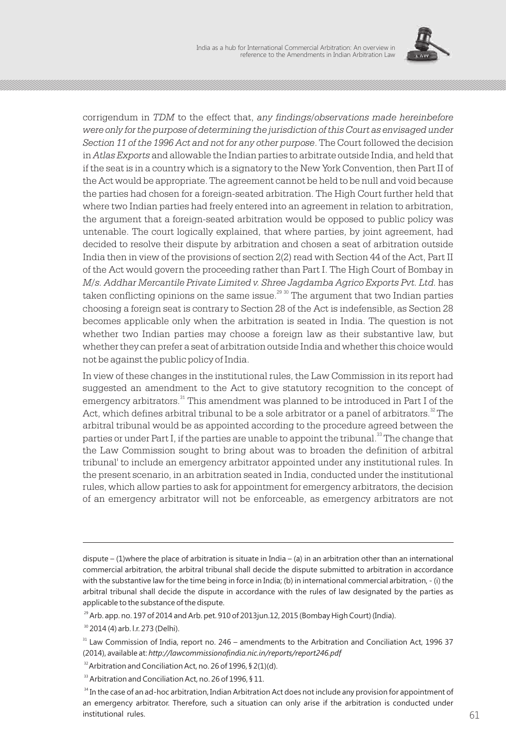corrigendum in *TDM* to the effect that, *any findings/observations made hereinbefore were only for the purpose of determining the jurisdiction of this Court as envisaged under Section 11 of the 1996 Act and not for any other purpose*. The Court followed the decision in *Atlas Exports* and allowable the Indian parties to arbitrate outside India, and held that if the seat is in a country which is a signatory to the New York Convention, then Part II of the Act would be appropriate. The agreement cannot be held to be null and void because the parties had chosen for a foreign-seated arbitration. The High Court further held that where two Indian parties had freely entered into an agreement in relation to arbitration, the argument that a foreign-seated arbitration would be opposed to public policy was untenable. The court logically explained, that where parties, by joint agreement, had decided to resolve their dispute by arbitration and chosen a seat of arbitration outside India then in view of the provisions of section 2(2) read with Section 44 of the Act, Part II of the Act would govern the proceeding rather than Part I. The High Court of Bombay in *M/s. Addhar Mercantile Private Limited v. Shree Jagdamba Agrico Exports Pvt. Ltd.* has taken conflicting opinions on the same issue.[29] [30] The argument that two Indian parties choosing a foreign seat is contrary to Section 28 of the Act is indefensible, as Section 28 becomes applicable only when the arbitration is seated in India. The question is not whether two Indian parties may choose a foreign law as their substantive law, but whether they can prefer a seat of arbitration outside India and whether this choice would not be against the public policy of India.

In view of these changes in the institutional rules, the Law Commission in its report had suggested an amendment to the Act to give statutory recognition to the concept of emergency arbitrators.[31] This amendment was planned to be introduced in Part I of the Act, which defines arbitral tribunal to be a sole arbitrator or a panel of arbitrators.[32] The arbitral tribunal would be as appointed according to the procedure agreed between the parties or under Part I, if the parties are unable to appoint the tribunal.[33] The change that the Law Commission sought to bring about was to broaden the definition of arbitral tribunal' to include an emergency arbitrator appointed under any institutional rules. In the present scenario, in an arbitration seated in India, conducted under the institutional rules, which allow parties to ask for appointment for emergency arbitrators, the decision of an emergency arbitrator will not be enforceable, as emergency arbitrators are not

---

dispute – (1)where the place of arbitration is situate in India – (a) in an arbitration other than an international commercial arbitration, the arbitral tribunal shall decide the dispute submitted to arbitration in accordance with the substantive law for the time being in force in India; (b) in international commercial arbitration, - (i) the arbitral tribunal shall decide the dispute in accordance with the rules of law designated by the parties as applicable to the substance of the dispute.

[29] Arb. app. no. 197 of 2014 and Arb. pet. 910 of 2013jun.12, 2015 (Bombay High Court) (India).

[30] 2014 (4) arb. l.r. 273 (Delhi).

[31] Law Commission of India, report no. 246 – amendments to the Arbitration and Conciliation Act, 1996 37 (2014), available at: *http://lawcommissionofindia.nic.in/reports/report246.pdf*

[32] Arbitration and Conciliation Act, no. 26 of 1996, § 2(1)(d).

[33] Arbitration and Conciliation Act, no. 26 of 1996, § 11.

[34] In the case of an ad-hoc arbitration, Indian Arbitration Act does not include any provision for appointment of an emergency arbitrator. Therefore, such a situation can only arise if the arbitration is conducted under institutional rules.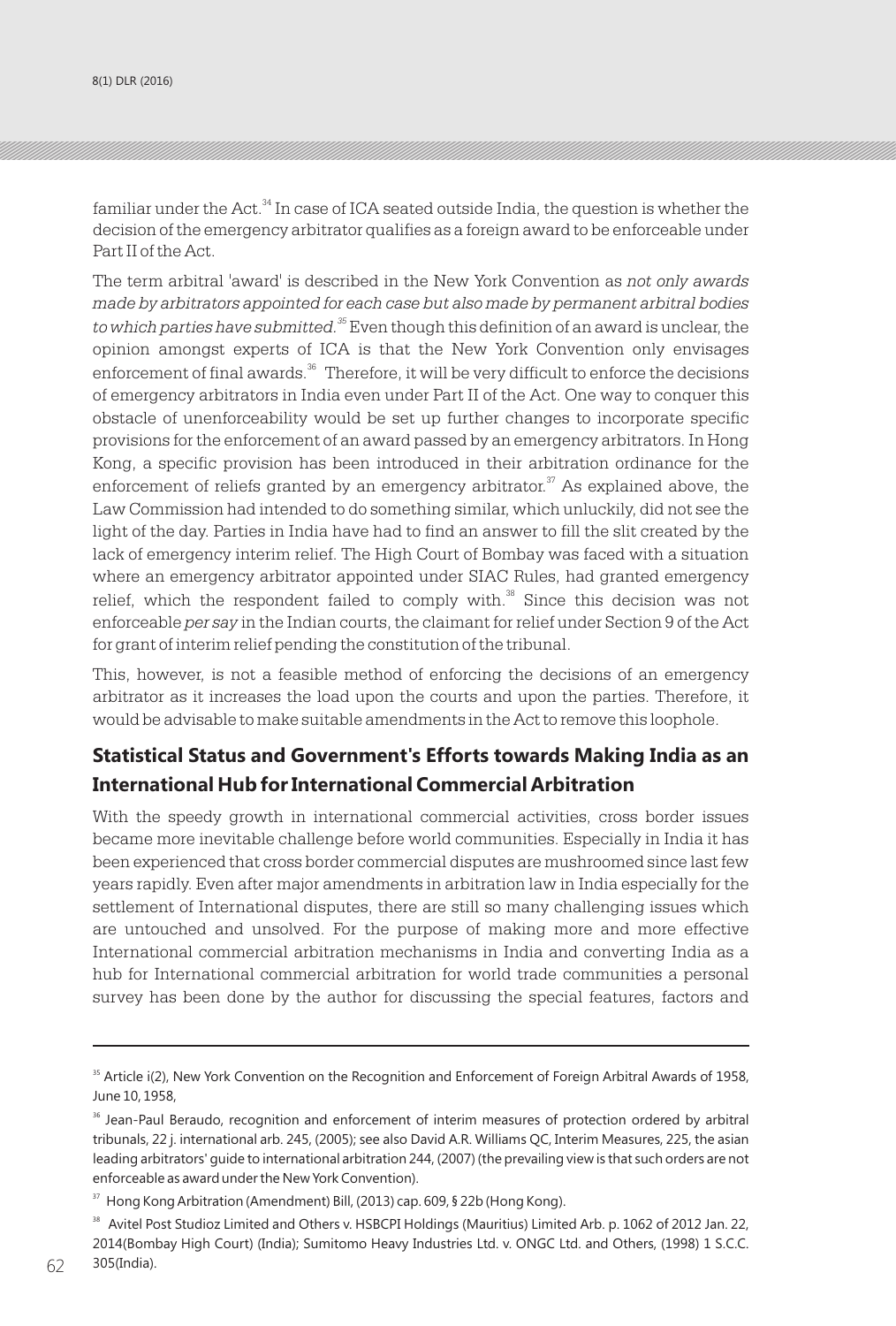familiar under the Act.[34] In case of ICA seated outside India, the question is whether the decision of the emergency arbitrator qualifies as a foreign award to be enforceable under Part II of the Act.

The term arbitral 'award' is described in the New York Convention as *not only awards made by arbitrators appointed for each case but also made by permanent arbitral bodies to which parties have submitted.*[35] Even though this definition of an award is unclear, the opinion amongst experts of ICA is that the New York Convention only envisages enforcement of final awards.[36] Therefore, it will be very difficult to enforce the decisions of emergency arbitrators in India even under Part II of the Act. One way to conquer this obstacle of unenforceability would be set up further changes to incorporate specific provisions for the enforcement of an award passed by an emergency arbitrators. In Hong Kong, a specific provision has been introduced in their arbitration ordinance for the enforcement of reliefs granted by an emergency arbitrator.[37] As explained above, the Law Commission had intended to do something similar, which unluckily, did not see the light of the day. Parties in India have had to find an answer to fill the slit created by the lack of emergency interim relief. The High Court of Bombay was faced with a situation where an emergency arbitrator appointed under SIAC Rules, had granted emergency relief, which the respondent failed to comply with.[38] Since this decision was not enforceable *per say* in the Indian courts, the claimant for relief under Section 9 of the Act for grant of interim relief pending the constitution of the tribunal.

This, however, is not a feasible method of enforcing the decisions of an emergency arbitrator as it increases the load upon the courts and upon the parties. Therefore, it would be advisable to make suitable amendments in the Act to remove this loophole.

## Statistical Status and Government's Efforts towards Making India as an International Hub for International Commercial Arbitration

With the speedy growth in international commercial activities, cross border issues became more inevitable challenge before world communities. Especially in India it has been experienced that cross border commercial disputes are mushroomed since last few years rapidly. Even after major amendments in arbitration law in India especially for the settlement of International disputes, there are still so many challenging issues which are untouched and unsolved. For the purpose of making more and more effective International commercial arbitration mechanisms in India and converting India as a hub for International commercial arbitration for world trade communities a personal survey has been done by the author for discussing the special features, factors and

---

[35] Article i(2), New York Convention on the Recognition and Enforcement of Foreign Arbitral Awards of 1958, June 10, 1958,

[36] Jean-Paul Beraudo, recognition and enforcement of interim measures of protection ordered by arbitral tribunals, 22 j. international arb. 245, (2005); see also David A.R. Williams QC, Interim Measures, 225, the asian leading arbitrators' guide to international arbitration 244, (2007) (the prevailing view is that such orders are not enforceable as award under the New York Convention).

[37] Hong Kong Arbitration (Amendment) Bill, (2013) cap. 609, § 22b (Hong Kong).

[38] Avitel Post Studioz Limited and Others v. HSBCPI Holdings (Mauritius) Limited Arb. p. 1062 of 2012 Jan. 22, 2014(Bombay High Court) (India); Sumitomo Heavy Industries Ltd. v. ONGC Ltd. and Others, (1998) 1 S.C.C. 305(India).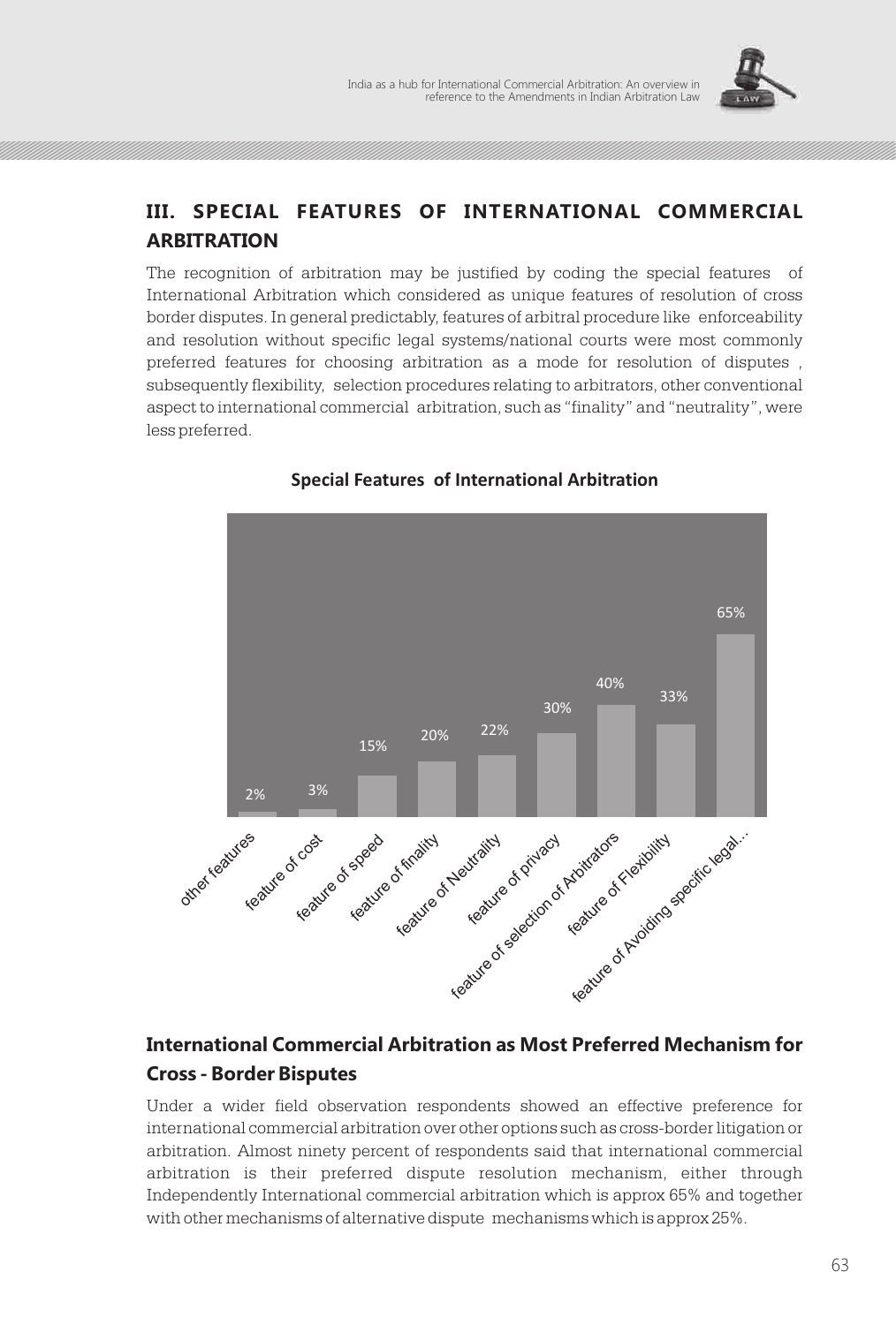## III. SPECIAL FEATURES OF INTERNATIONAL COMMERCIAL ARBITRATION

The recognition of arbitration may be justified by coding the special features of International Arbitration which considered as unique features of resolution of cross border disputes. In general predictably, features of arbitral procedure like enforceability and resolution without specific legal systems/national courts were most commonly preferred features for choosing arbitration as a mode for resolution of disputes , subsequently flexibility, selection procedures relating to arbitrators, other conventional aspect to international commercial arbitration, such as "finality" and "neutrality", were less preferred.

**Special Features of International Arbitration**

| Feature | Percentage |
|---|---|
| other features | 2% |
| feature of cost | 3% |
| feature of speed | 15% |
| feature of finality | 20% |
| feature of Neutrality | 22% |
| feature of privacy | 30% |
| feature of selection of Arbitrators | 40% |
| feature of Flexibility | 33% |
| feature of Avoiding specific legal... | 65% |

## International Commercial Arbitration as Most Preferred Mechanism for Cross - Border Bisputes

Under a wider field observation respondents showed an effective preference for international commercial arbitration over other options such as cross-border litigation or arbitration. Almost ninety percent of respondents said that international commercial arbitration is their preferred dispute resolution mechanism, either through Independently International commercial arbitration which is approx 65% and together with other mechanisms of alternative dispute mechanisms which is approx 25%.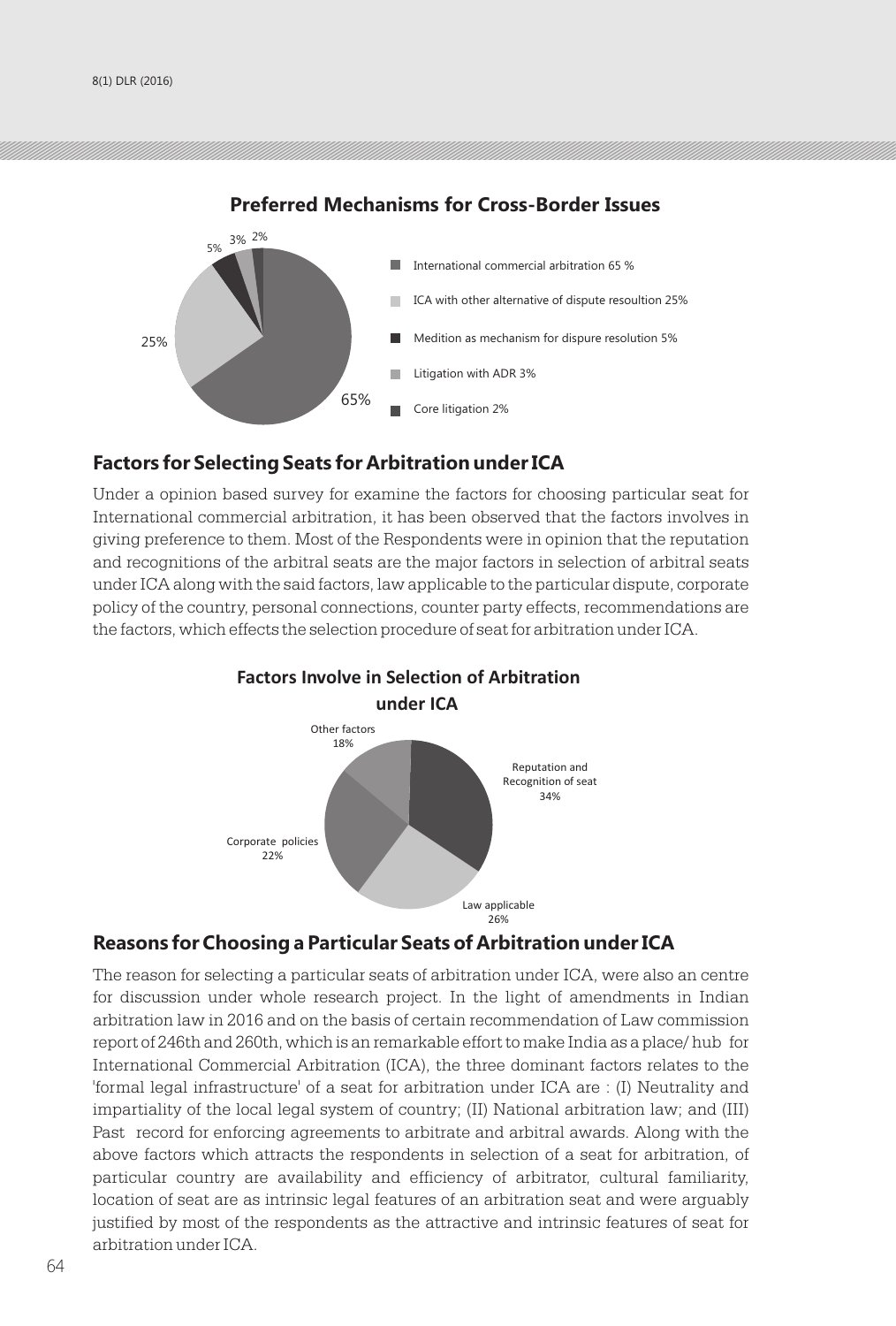**Preferred Mechanisms for Cross-Border Issues**

- International commercial arbitration 65 %
- ICA with other alternative of dispute resoultion 25%
- Medition as mechanism for dispure resolution 5%
- Litigation with ADR 3%
- Core litigation 2%

## Factors for Selecting Seats for Arbitration under ICA

Under a opinion based survey for examine the factors for choosing particular seat for International commercial arbitration, it has been observed that the factors involves in giving preference to them. Most of the Respondents were in opinion that the reputation and recognitions of the arbitral seats are the major factors in selection of arbitral seats under ICA along with the said factors, law applicable to the particular dispute, corporate policy of the country, personal connections, counter party effects, recommendations are the factors, which effects the selection procedure of seat for arbitration under ICA.

**Factors Involve in Selection of Arbitration under ICA**

- Reputation and Recognition of seat 34%
- Law applicable 26%
- Corporate policies 22%
- Other factors 18%

## Reasons for Choosing a Particular Seats of Arbitration under ICA

The reason for selecting a particular seats of arbitration under ICA, were also an centre for discussion under whole research project. In the light of amendments in Indian arbitration law in 2016 and on the basis of certain recommendation of Law commission report of 246th and 260th, which is an remarkable effort to make India as a place/ hub for International Commercial Arbitration (ICA), the three dominant factors relates to the 'formal legal infrastructure' of a seat for arbitration under ICA are : (I) Neutrality and impartiality of the local legal system of country; (II) National arbitration law; and (III) Past record for enforcing agreements to arbitrate and arbitral awards. Along with the above factors which attracts the respondents in selection of a seat for arbitration, of particular country are availability and efficiency of arbitrator, cultural familiarity, location of seat are as intrinsic legal features of an arbitration seat and were arguably justified by most of the respondents as the attractive and intrinsic features of seat for arbitration under ICA.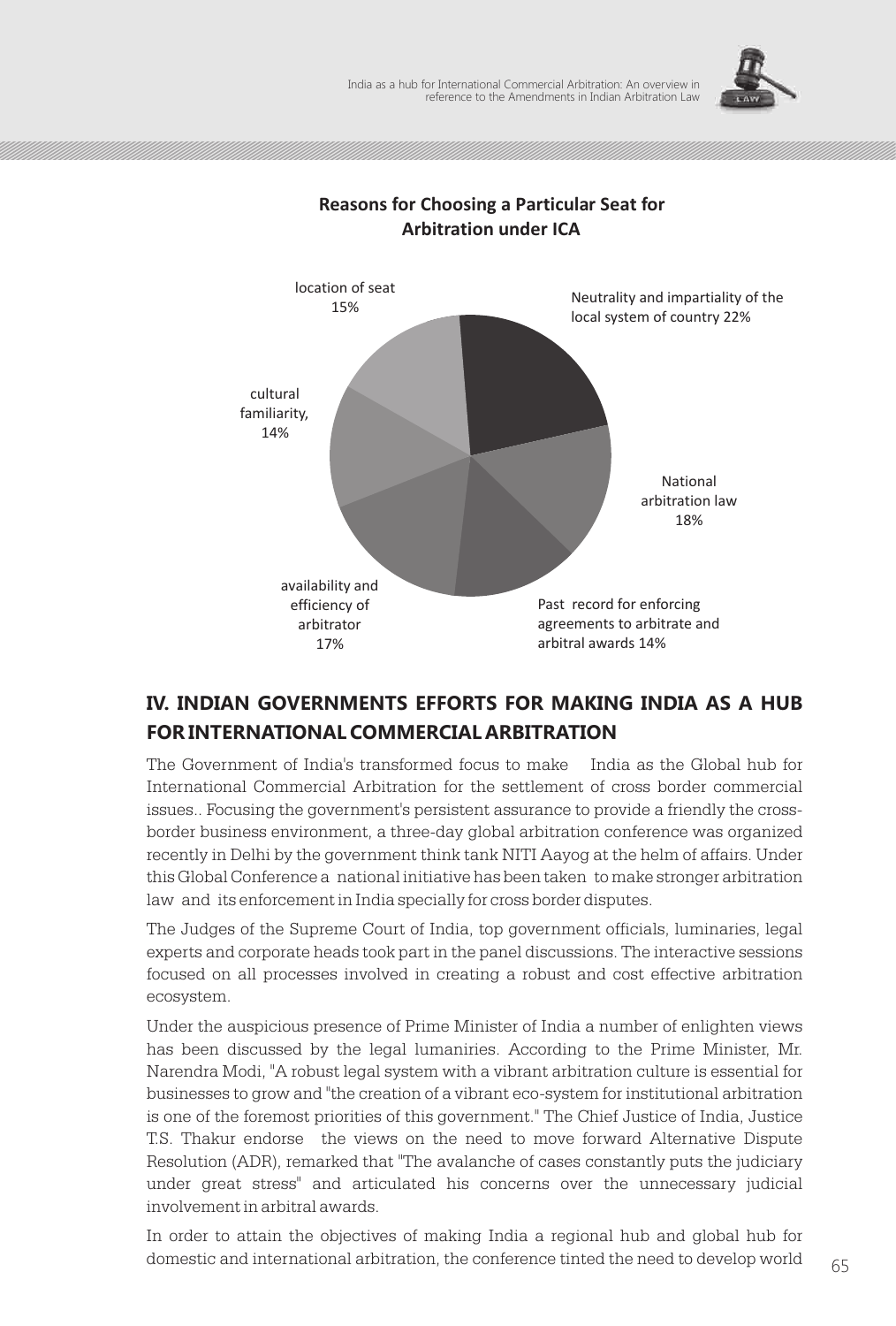**Reasons for Choosing a Particular Seat for Arbitration under ICA**

location of seat 15%

Neutrality and impartiality of the local system of country 22%

cultural familiarity, 14%

National arbitration law 18%

availability and efficiency of arbitrator 17%

Past record for enforcing agreements to arbitrate and arbitral awards 14%

## IV. INDIAN GOVERNMENTS EFFORTS FOR MAKING INDIA AS A HUB FOR INTERNATIONAL COMMERCIAL ARBITRATION

The Government of India's transformed focus to make India as the Global hub for International Commercial Arbitration for the settlement of cross border commercial issues.. Focusing the government's persistent assurance to provide a friendly the cross-border business environment, a three-day global arbitration conference was organized recently in Delhi by the government think tank NITI Aayog at the helm of affairs. Under this Global Conference a national initiative has been taken to make stronger arbitration law and its enforcement in India specially for cross border disputes.

The Judges of the Supreme Court of India, top government officials, luminaries, legal experts and corporate heads took part in the panel discussions. The interactive sessions focused on all processes involved in creating a robust and cost effective arbitration ecosystem.

Under the auspicious presence of Prime Minister of India a number of enlighten views has been discussed by the legal lumaniries. According to the Prime Minister, Mr. Narendra Modi, "A robust legal system with a vibrant arbitration culture is essential for businesses to grow and "the creation of a vibrant eco-system for institutional arbitration is one of the foremost priorities of this government." The Chief Justice of India, Justice T.S. Thakur endorse the views on the need to move forward Alternative Dispute Resolution (ADR), remarked that "The avalanche of cases constantly puts the judiciary under great stress" and articulated his concerns over the unnecessary judicial involvement in arbitral awards.

In order to attain the objectives of making India a regional hub and global hub for domestic and international arbitration, the conference tinted the need to develop world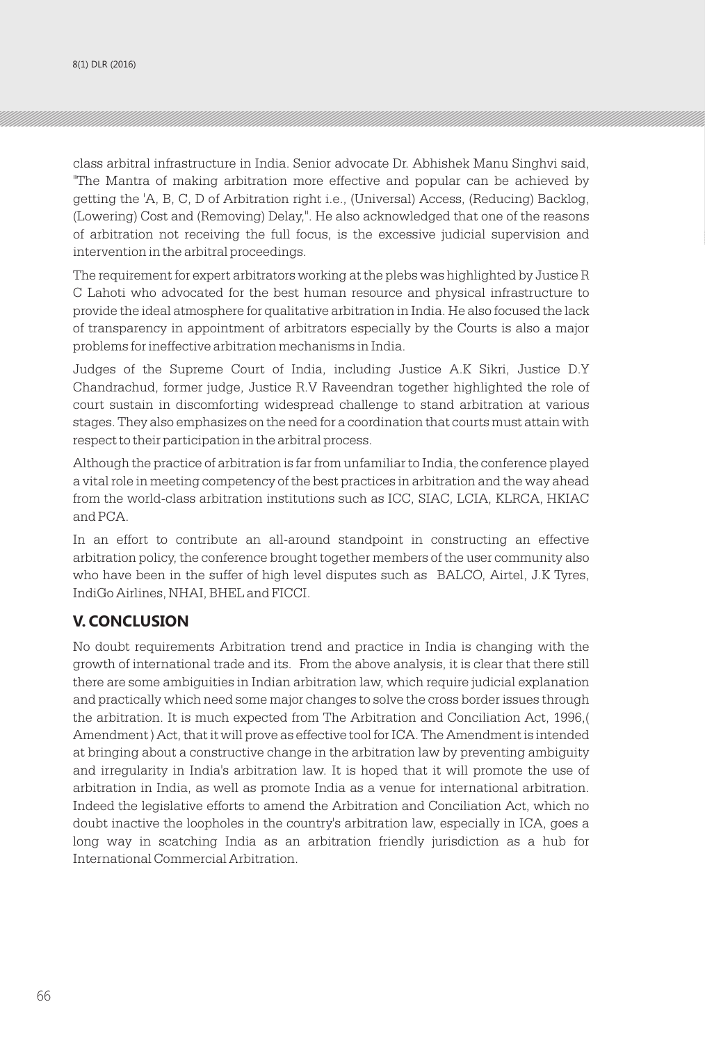class arbitral infrastructure in India. Senior advocate Dr. Abhishek Manu Singhvi said, "The Mantra of making arbitration more effective and popular can be achieved by getting the 'A, B, C, D of Arbitration right i.e., (Universal) Access, (Reducing) Backlog, (Lowering) Cost and (Removing) Delay,". He also acknowledged that one of the reasons of arbitration not receiving the full focus, is the excessive judicial supervision and intervention in the arbitral proceedings.

The requirement for expert arbitrators working at the plebs was highlighted by Justice R C Lahoti who advocated for the best human resource and physical infrastructure to provide the ideal atmosphere for qualitative arbitration in India. He also focused the lack of transparency in appointment of arbitrators especially by the Courts is also a major problems for ineffective arbitration mechanisms in India.

Judges of the Supreme Court of India, including Justice A.K Sikri, Justice D.Y Chandrachud, former judge, Justice R.V Raveendran together highlighted the role of court sustain in discomforting widespread challenge to stand arbitration at various stages. They also emphasizes on the need for a coordination that courts must attain with respect to their participation in the arbitral process.

Although the practice of arbitration is far from unfamiliar to India, the conference played a vital role in meeting competency of the best practices in arbitration and the way ahead from the world-class arbitration institutions such as ICC, SIAC, LCIA, KLRCA, HKIAC and PCA.

In an effort to contribute an all-around standpoint in constructing an effective arbitration policy, the conference brought together members of the user community also who have been in the suffer of high level disputes such as BALCO, Airtel, J.K Tyres, IndiGo Airlines, NHAI, BHEL and FICCI.

## V. CONCLUSION

No doubt requirements Arbitration trend and practice in India is changing with the growth of international trade and its. From the above analysis, it is clear that there still there are some ambiguities in Indian arbitration law, which require judicial explanation and practically which need some major changes to solve the cross border issues through the arbitration. It is much expected from The Arbitration and Conciliation Act, 1996,( Amendment ) Act, that it will prove as effective tool for ICA. The Amendment is intended at bringing about a constructive change in the arbitration law by preventing ambiguity and irregularity in India's arbitration law. It is hoped that it will promote the use of arbitration in India, as well as promote India as a venue for international arbitration. Indeed the legislative efforts to amend the Arbitration and Conciliation Act, which no doubt inactive the loopholes in the country's arbitration law, especially in ICA, goes a long way in scatching India as an arbitration friendly jurisdiction as a hub for International Commercial Arbitration.